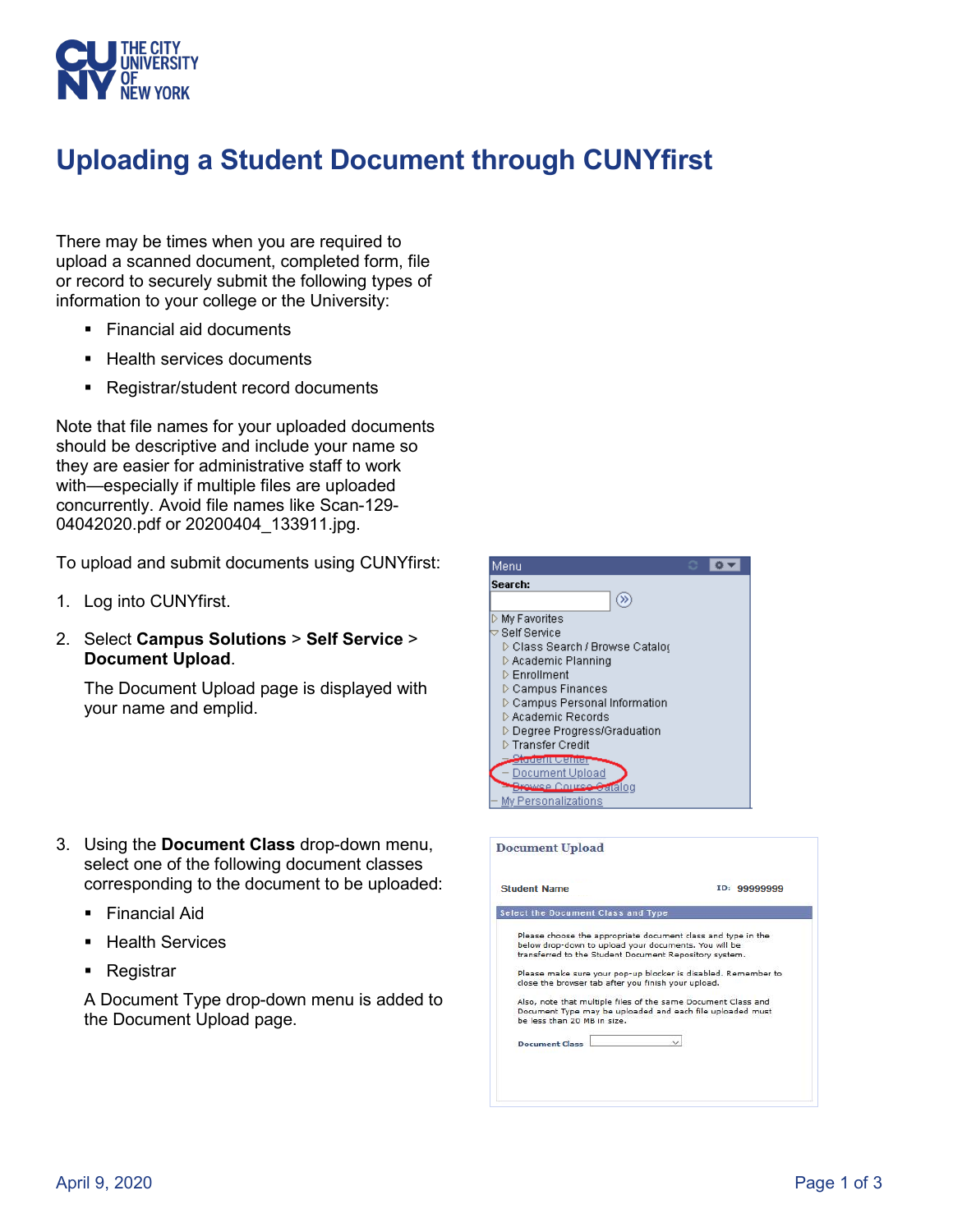# Uploading a Student Document through CUNYfirst

There may be times when you are required to upload a scanned document, completed form, file or record to securely submit the following types of information to your college or the University:

- Financial aid documents
- Health services documents
- Registrar/student record documents

Note that file names for your uploaded documents should be descriptive and include your name so they are easier for administrative staff to work with—especially if multiple files are uploaded concurrently. Avoid file names like Scan-129-04042020.pdf or 20200404_133911.jpg.

To upload and submit documents using CUNYfirst:

1. Log into CUNYfirst.

2. Select **Campus Solutions** > **Self Service** > **Document Upload**.

   The Document Upload page is displayed with your name and emplid.

3. Using the **Document Class** drop-down menu, select one of the following document classes corresponding to the document to be uploaded:

   - Financial Aid
   - Health Services
   - Registrar

   A Document Type drop-down menu is added to the Document Upload page.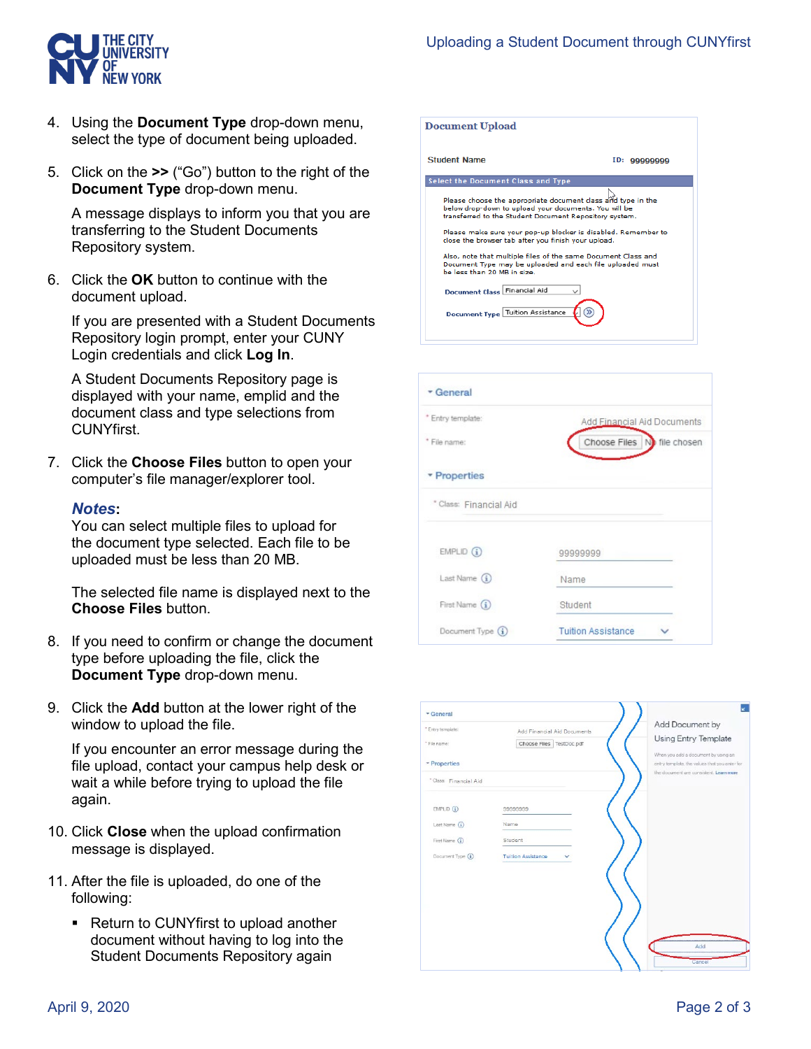4. Using the **Document Type** drop-down menu, select the type of document being uploaded.

5. Click on the **>>** ("Go") button to the right of the **Document Type** drop-down menu.

   A message displays to inform you that you are transferring to the Student Documents Repository system.

6. Click the **OK** button to continue with the document upload.

   If you are presented with a Student Documents Repository login prompt, enter your CUNY Login credentials and click **Log In**.

   A Student Documents Repository page is displayed with your name, emplid and the document class and type selections from CUNYfirst.

7. Click the **Choose Files** button to open your computer's file manager/explorer tool.

   ***Notes*:**
   You can select multiple files to upload for the document type selected. Each file to be uploaded must be less than 20 MB.

   The selected file name is displayed next to the **Choose Files** button.

8. If you need to confirm or change the document type before uploading the file, click the **Document Type** drop-down menu.

9. Click the **Add** button at the lower right of the window to upload the file.

   If you encounter an error message during the file upload, contact your campus help desk or wait a while before trying to upload the file again.

10. Click **Close** when the upload confirmation message is displayed.

11. After the file is uploaded, do one of the following:

    - Return to CUNYfirst to upload another document without having to log into the Student Documents Repository again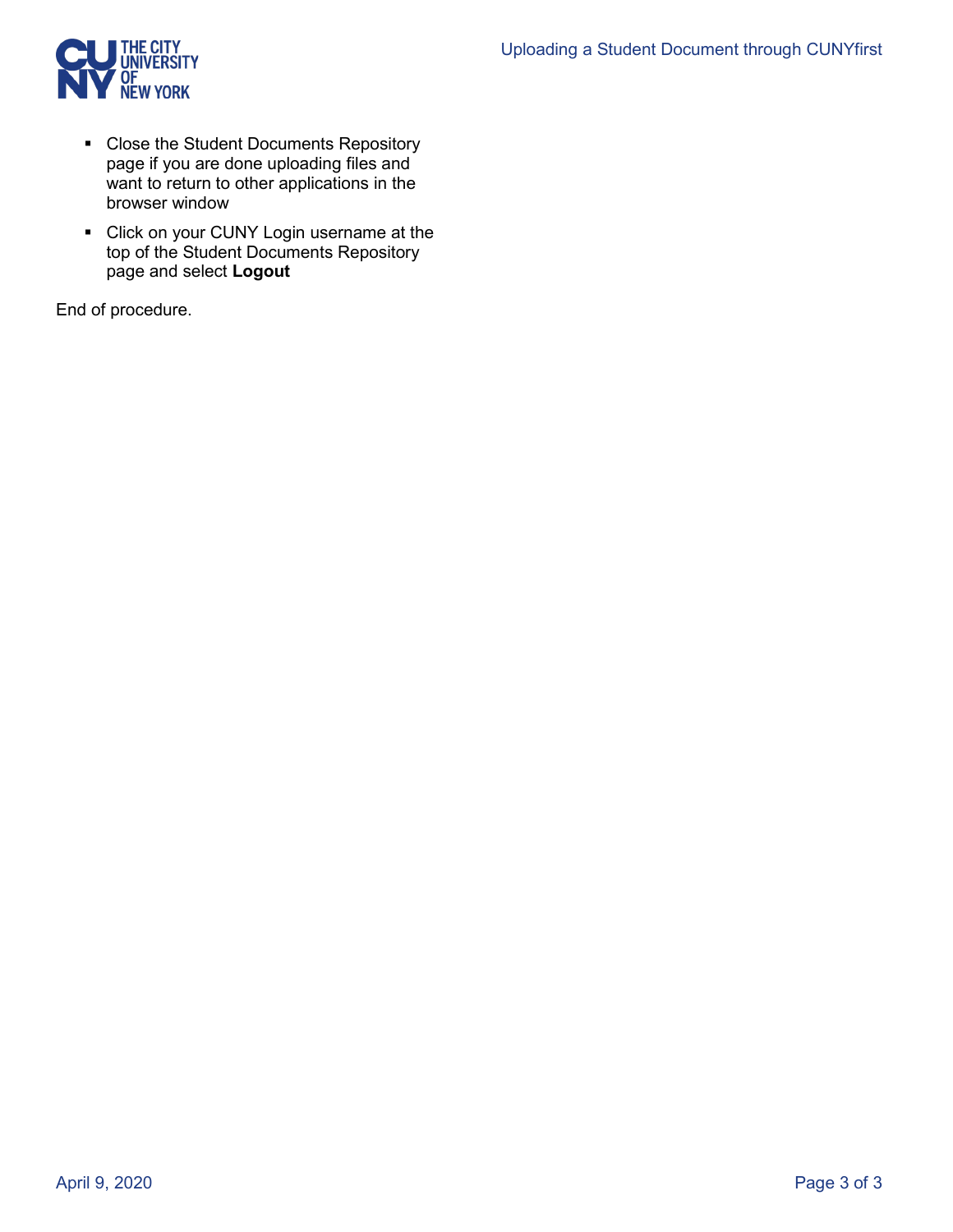- Close the Student Documents Repository page if you are done uploading files and want to return to other applications in the browser window
- Click on your CUNY Login username at the top of the Student Documents Repository page and select **Logout**

End of procedure.